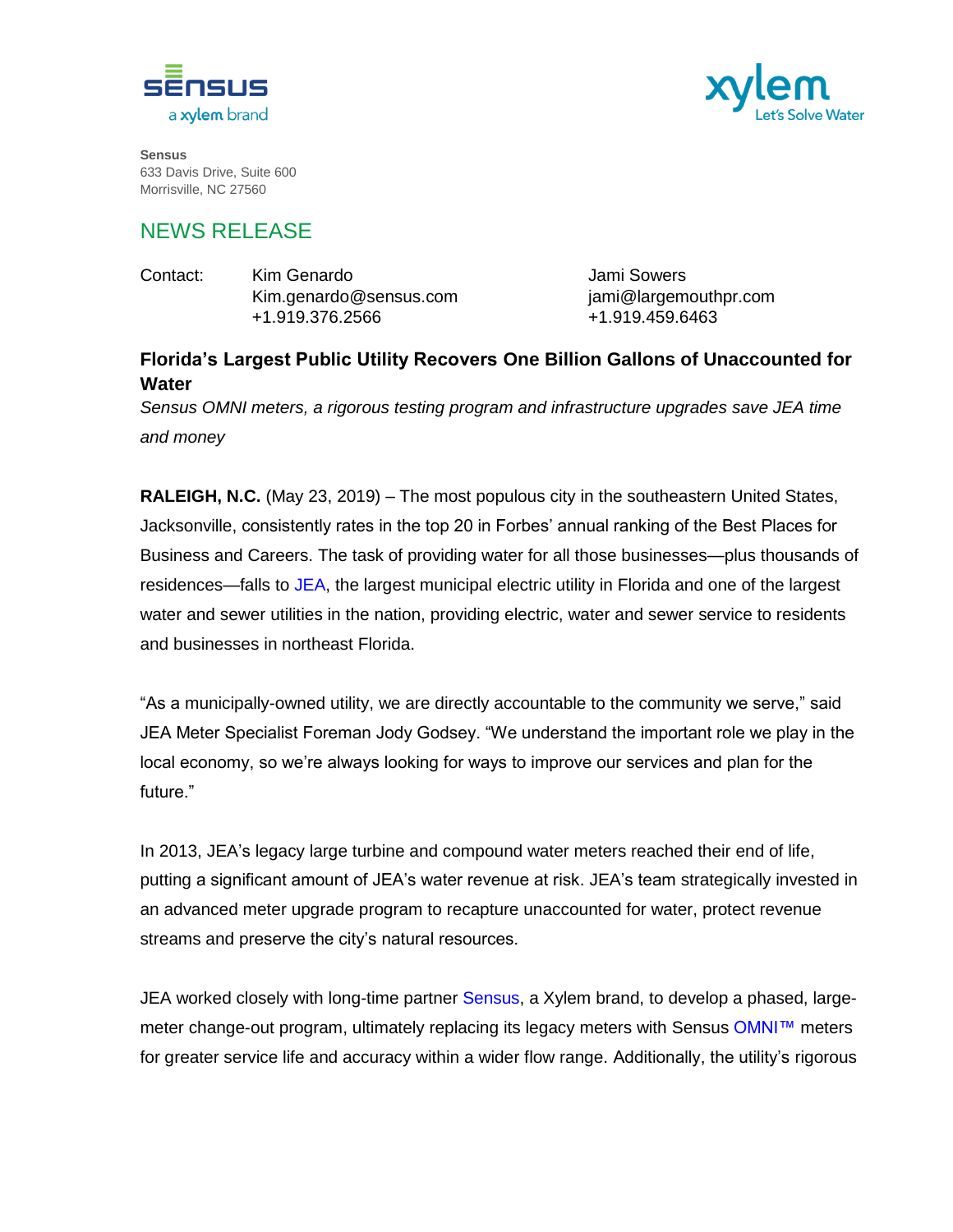Sensus
633 Davis Drive, Suite 600
Morrisville, NC 27560

## NEWS RELEASE

| Contact: | Kim Genardo | Jami Sowers |
|---|---|---|
| | Kim.genardo@sensus.com | jami@largemouthpr.com |
| | +1.919.376.2566 | +1.919.459.6463 |

### Florida's Largest Public Utility Recovers One Billion Gallons of Unaccounted for Water

*Sensus OMNI meters, a rigorous testing program and infrastructure upgrades save JEA time and money*

**RALEIGH, N.C.** (May 23, 2019) – The most populous city in the southeastern United States, Jacksonville, consistently rates in the top 20 in Forbes' annual ranking of the Best Places for Business and Careers. The task of providing water for all those businesses—plus thousands of residences—falls to JEA, the largest municipal electric utility in Florida and one of the largest water and sewer utilities in the nation, providing electric, water and sewer service to residents and businesses in northeast Florida.

"As a municipally-owned utility, we are directly accountable to the community we serve," said JEA Meter Specialist Foreman Jody Godsey. "We understand the important role we play in the local economy, so we're always looking for ways to improve our services and plan for the future."

In 2013, JEA's legacy large turbine and compound water meters reached their end of life, putting a significant amount of JEA's water revenue at risk. JEA's team strategically invested in an advanced meter upgrade program to recapture unaccounted for water, protect revenue streams and preserve the city's natural resources.

JEA worked closely with long-time partner Sensus, a Xylem brand, to develop a phased, large-meter change-out program, ultimately replacing its legacy meters with Sensus OMNI™ meters for greater service life and accuracy within a wider flow range. Additionally, the utility's rigorous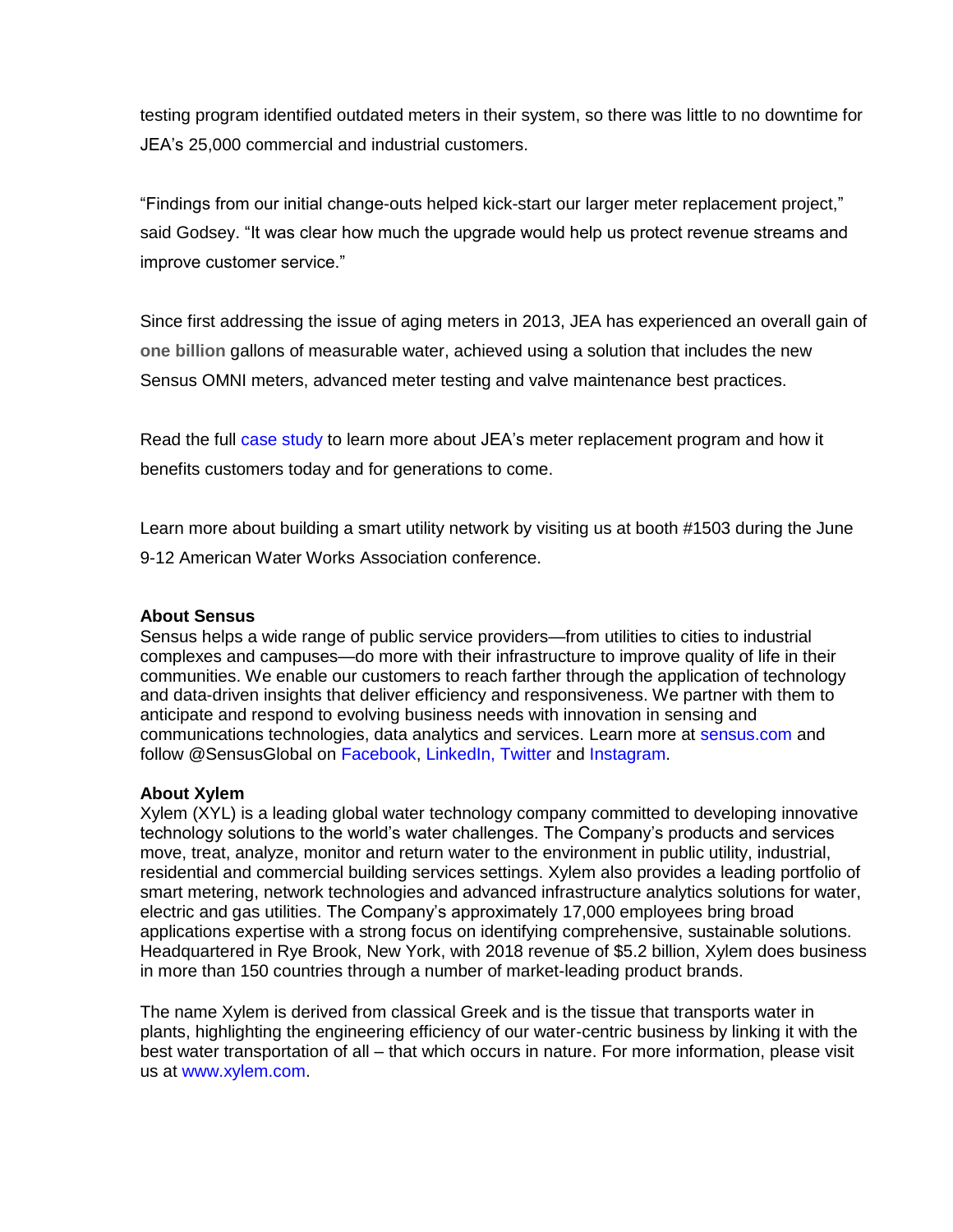testing program identified outdated meters in their system, so there was little to no downtime for JEA's 25,000 commercial and industrial customers.

"Findings from our initial change-outs helped kick-start our larger meter replacement project," said Godsey. "It was clear how much the upgrade would help us protect revenue streams and improve customer service."

Since first addressing the issue of aging meters in 2013, JEA has experienced an overall gain of **one billion** gallons of measurable water, achieved using a solution that includes the new Sensus OMNI meters, advanced meter testing and valve maintenance best practices.

Read the full case study to learn more about JEA's meter replacement program and how it benefits customers today and for generations to come.

Learn more about building a smart utility network by visiting us at booth #1503 during the June 9-12 American Water Works Association conference.

**About Sensus**

Sensus helps a wide range of public service providers—from utilities to cities to industrial complexes and campuses—do more with their infrastructure to improve quality of life in their communities. We enable our customers to reach farther through the application of technology and data-driven insights that deliver efficiency and responsiveness. We partner with them to anticipate and respond to evolving business needs with innovation in sensing and communications technologies, data analytics and services. Learn more at sensus.com and follow @SensusGlobal on Facebook, LinkedIn, Twitter and Instagram.

**About Xylem**

Xylem (XYL) is a leading global water technology company committed to developing innovative technology solutions to the world's water challenges. The Company's products and services move, treat, analyze, monitor and return water to the environment in public utility, industrial, residential and commercial building services settings. Xylem also provides a leading portfolio of smart metering, network technologies and advanced infrastructure analytics solutions for water, electric and gas utilities. The Company's approximately 17,000 employees bring broad applications expertise with a strong focus on identifying comprehensive, sustainable solutions. Headquartered in Rye Brook, New York, with 2018 revenue of $5.2 billion, Xylem does business in more than 150 countries through a number of market-leading product brands.

The name Xylem is derived from classical Greek and is the tissue that transports water in plants, highlighting the engineering efficiency of our water-centric business by linking it with the best water transportation of all – that which occurs in nature. For more information, please visit us at www.xylem.com.